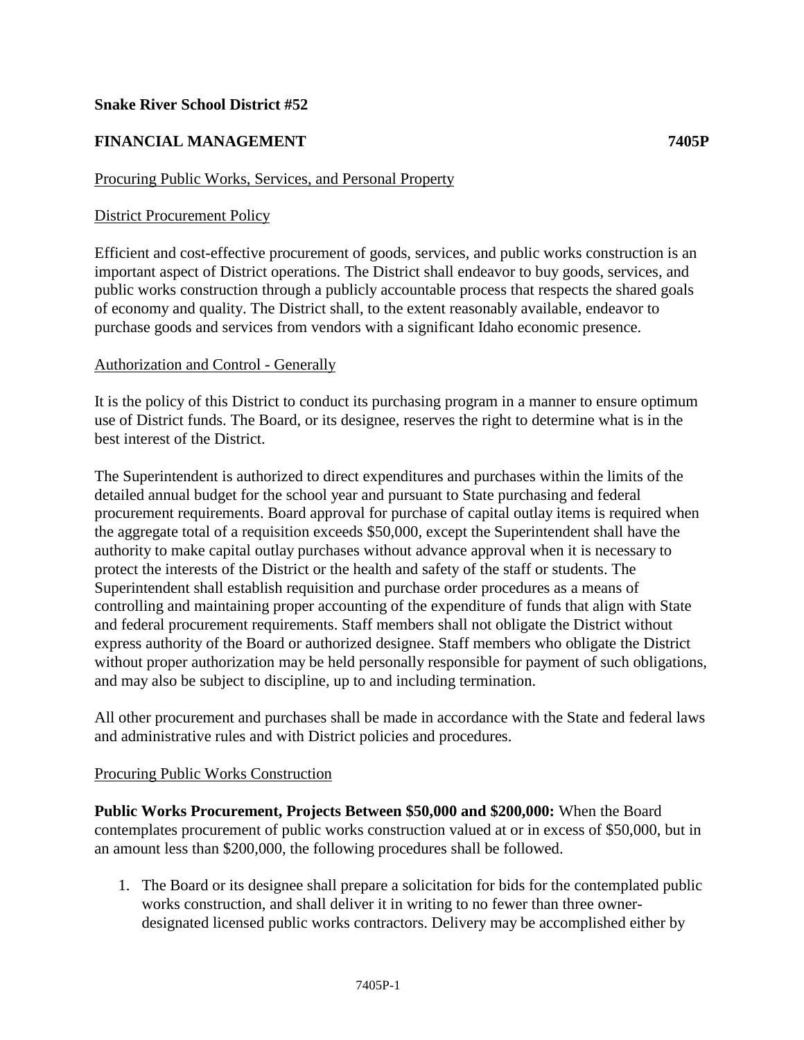**Snake River School District #52**

**FINANCIAL MANAGEMENT 7405P**

Procuring Public Works, Services, and Personal Property

District Procurement Policy

Efficient and cost-effective procurement of goods, services, and public works construction is an important aspect of District operations. The District shall endeavor to buy goods, services, and public works construction through a publicly accountable process that respects the shared goals of economy and quality. The District shall, to the extent reasonably available, endeavor to purchase goods and services from vendors with a significant Idaho economic presence.

Authorization and Control - Generally

It is the policy of this District to conduct its purchasing program in a manner to ensure optimum use of District funds. The Board, or its designee, reserves the right to determine what is in the best interest of the District.

The Superintendent is authorized to direct expenditures and purchases within the limits of the detailed annual budget for the school year and pursuant to State purchasing and federal procurement requirements. Board approval for purchase of capital outlay items is required when the aggregate total of a requisition exceeds $50,000, except the Superintendent shall have the authority to make capital outlay purchases without advance approval when it is necessary to protect the interests of the District or the health and safety of the staff or students. The Superintendent shall establish requisition and purchase order procedures as a means of controlling and maintaining proper accounting of the expenditure of funds that align with State and federal procurement requirements. Staff members shall not obligate the District without express authority of the Board or authorized designee. Staff members who obligate the District without proper authorization may be held personally responsible for payment of such obligations, and may also be subject to discipline, up to and including termination.

All other procurement and purchases shall be made in accordance with the State and federal laws and administrative rules and with District policies and procedures.

Procuring Public Works Construction

**Public Works Procurement, Projects Between $50,000 and $200,000:** When the Board contemplates procurement of public works construction valued at or in excess of $50,000, but in an amount less than $200,000, the following procedures shall be followed.

1. The Board or its designee shall prepare a solicitation for bids for the contemplated public works construction, and shall deliver it in writing to no fewer than three owner-designated licensed public works contractors. Delivery may be accomplished either by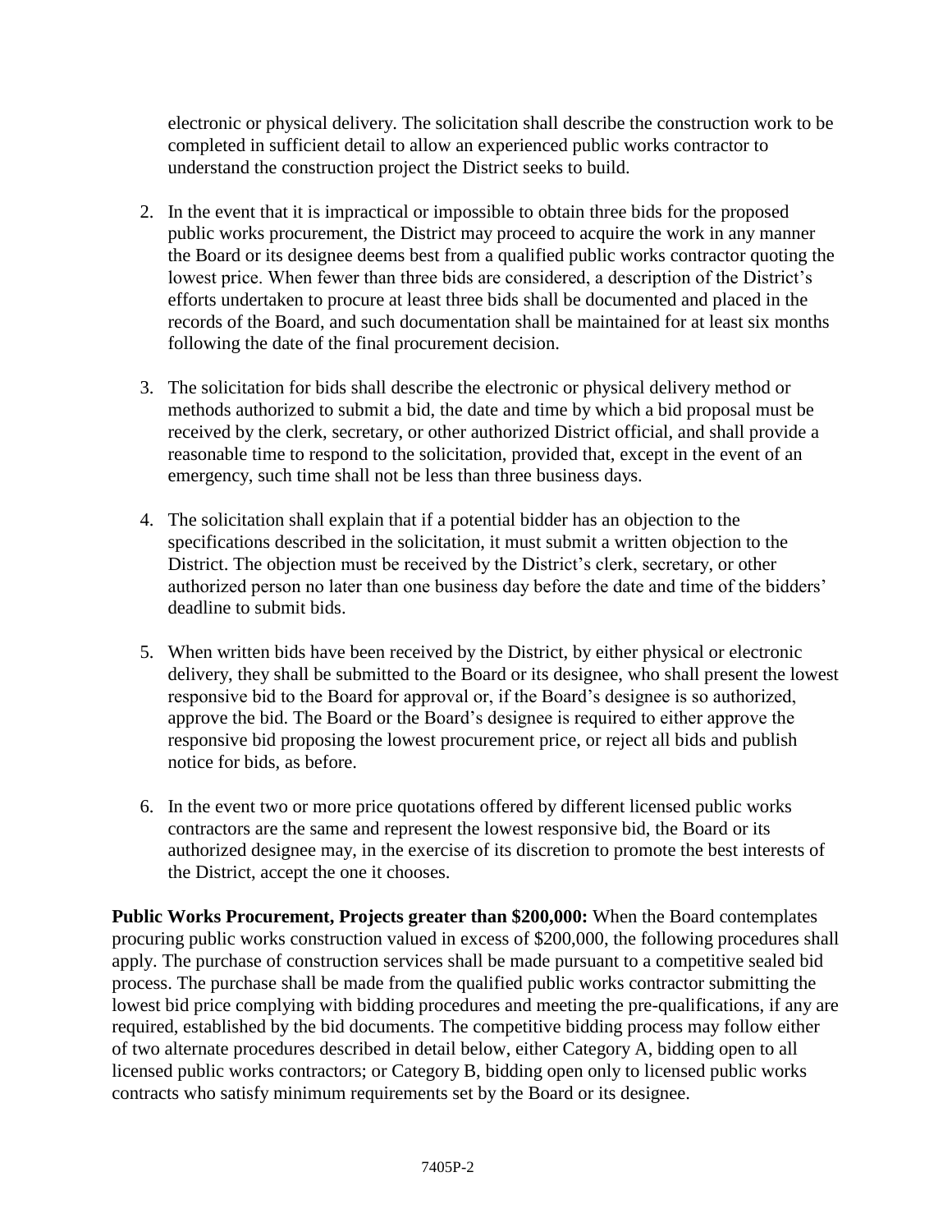electronic or physical delivery. The solicitation shall describe the construction work to be completed in sufficient detail to allow an experienced public works contractor to understand the construction project the District seeks to build.

2. In the event that it is impractical or impossible to obtain three bids for the proposed public works procurement, the District may proceed to acquire the work in any manner the Board or its designee deems best from a qualified public works contractor quoting the lowest price. When fewer than three bids are considered, a description of the District's efforts undertaken to procure at least three bids shall be documented and placed in the records of the Board, and such documentation shall be maintained for at least six months following the date of the final procurement decision.

3. The solicitation for bids shall describe the electronic or physical delivery method or methods authorized to submit a bid, the date and time by which a bid proposal must be received by the clerk, secretary, or other authorized District official, and shall provide a reasonable time to respond to the solicitation, provided that, except in the event of an emergency, such time shall not be less than three business days.

4. The solicitation shall explain that if a potential bidder has an objection to the specifications described in the solicitation, it must submit a written objection to the District. The objection must be received by the District's clerk, secretary, or other authorized person no later than one business day before the date and time of the bidders' deadline to submit bids.

5. When written bids have been received by the District, by either physical or electronic delivery, they shall be submitted to the Board or its designee, who shall present the lowest responsive bid to the Board for approval or, if the Board's designee is so authorized, approve the bid. The Board or the Board's designee is required to either approve the responsive bid proposing the lowest procurement price, or reject all bids and publish notice for bids, as before.

6. In the event two or more price quotations offered by different licensed public works contractors are the same and represent the lowest responsive bid, the Board or its authorized designee may, in the exercise of its discretion to promote the best interests of the District, accept the one it chooses.

**Public Works Procurement, Projects greater than $200,000:** When the Board contemplates procuring public works construction valued in excess of $200,000, the following procedures shall apply. The purchase of construction services shall be made pursuant to a competitive sealed bid process. The purchase shall be made from the qualified public works contractor submitting the lowest bid price complying with bidding procedures and meeting the pre-qualifications, if any are required, established by the bid documents. The competitive bidding process may follow either of two alternate procedures described in detail below, either Category A, bidding open to all licensed public works contractors; or Category B, bidding open only to licensed public works contracts who satisfy minimum requirements set by the Board or its designee.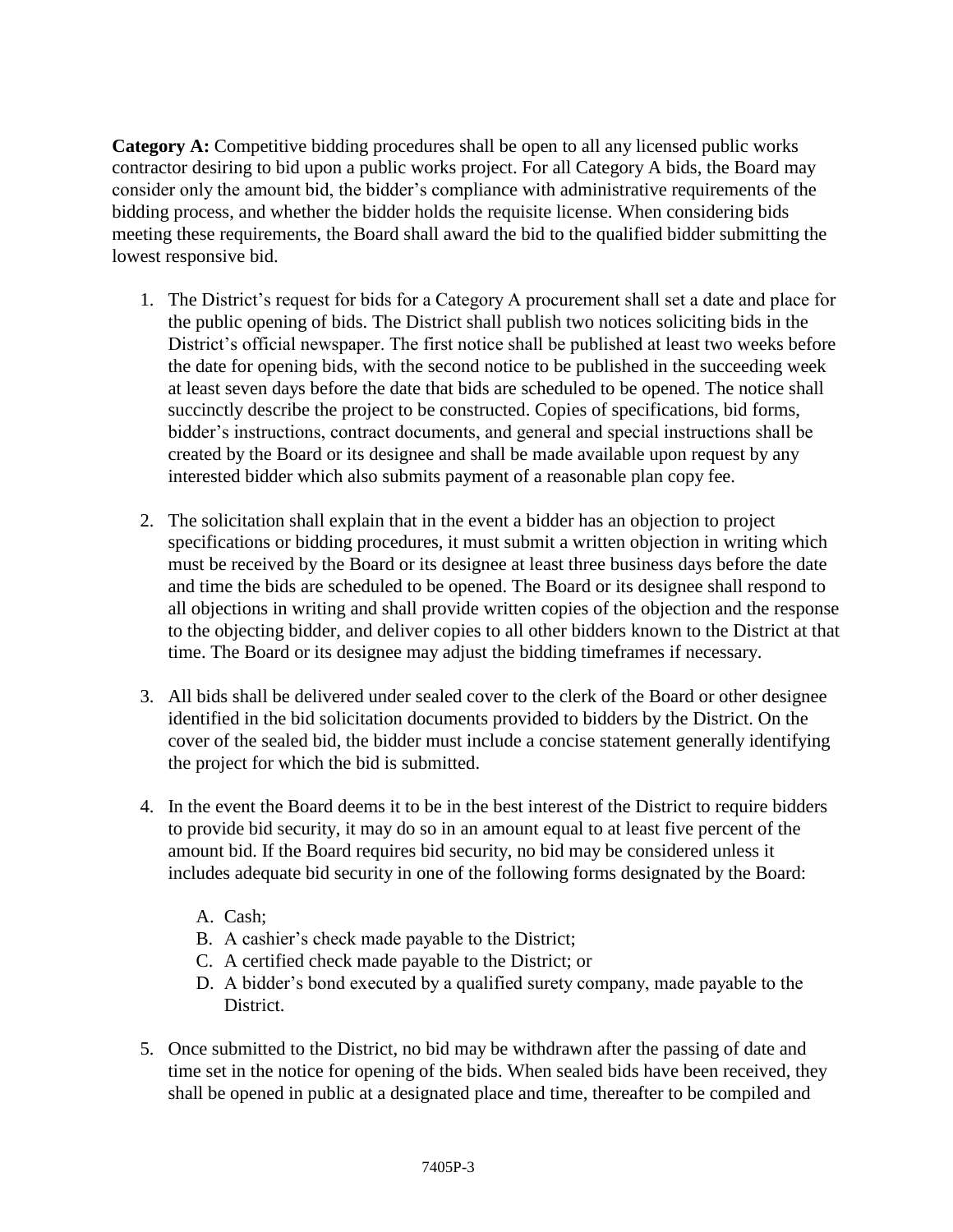**Category A:** Competitive bidding procedures shall be open to all any licensed public works contractor desiring to bid upon a public works project. For all Category A bids, the Board may consider only the amount bid, the bidder's compliance with administrative requirements of the bidding process, and whether the bidder holds the requisite license. When considering bids meeting these requirements, the Board shall award the bid to the qualified bidder submitting the lowest responsive bid.

1. The District's request for bids for a Category A procurement shall set a date and place for the public opening of bids. The District shall publish two notices soliciting bids in the District's official newspaper. The first notice shall be published at least two weeks before the date for opening bids, with the second notice to be published in the succeeding week at least seven days before the date that bids are scheduled to be opened. The notice shall succinctly describe the project to be constructed. Copies of specifications, bid forms, bidder's instructions, contract documents, and general and special instructions shall be created by the Board or its designee and shall be made available upon request by any interested bidder which also submits payment of a reasonable plan copy fee.

2. The solicitation shall explain that in the event a bidder has an objection to project specifications or bidding procedures, it must submit a written objection in writing which must be received by the Board or its designee at least three business days before the date and time the bids are scheduled to be opened. The Board or its designee shall respond to all objections in writing and shall provide written copies of the objection and the response to the objecting bidder, and deliver copies to all other bidders known to the District at that time. The Board or its designee may adjust the bidding timeframes if necessary.

3. All bids shall be delivered under sealed cover to the clerk of the Board or other designee identified in the bid solicitation documents provided to bidders by the District. On the cover of the sealed bid, the bidder must include a concise statement generally identifying the project for which the bid is submitted.

4. In the event the Board deems it to be in the best interest of the District to require bidders to provide bid security, it may do so in an amount equal to at least five percent of the amount bid. If the Board requires bid security, no bid may be considered unless it includes adequate bid security in one of the following forms designated by the Board:

   A. Cash;
   B. A cashier's check made payable to the District;
   C. A certified check made payable to the District; or
   D. A bidder's bond executed by a qualified surety company, made payable to the District.

5. Once submitted to the District, no bid may be withdrawn after the passing of date and time set in the notice for opening of the bids. When sealed bids have been received, they shall be opened in public at a designated place and time, thereafter to be compiled and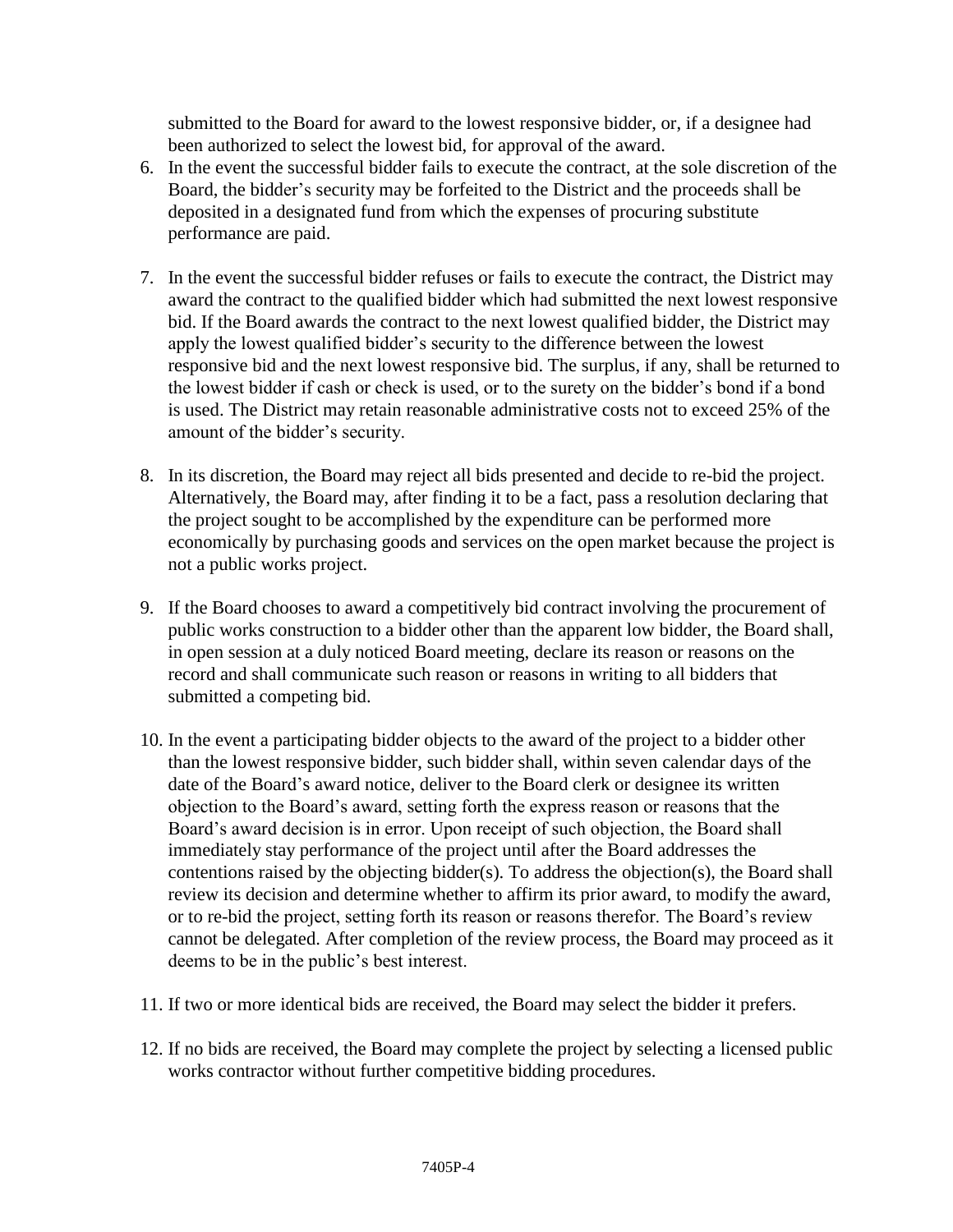submitted to the Board for award to the lowest responsive bidder, or, if a designee had been authorized to select the lowest bid, for approval of the award.

6. In the event the successful bidder fails to execute the contract, at the sole discretion of the Board, the bidder's security may be forfeited to the District and the proceeds shall be deposited in a designated fund from which the expenses of procuring substitute performance are paid.

7. In the event the successful bidder refuses or fails to execute the contract, the District may award the contract to the qualified bidder which had submitted the next lowest responsive bid. If the Board awards the contract to the next lowest qualified bidder, the District may apply the lowest qualified bidder's security to the difference between the lowest responsive bid and the next lowest responsive bid. The surplus, if any, shall be returned to the lowest bidder if cash or check is used, or to the surety on the bidder's bond if a bond is used. The District may retain reasonable administrative costs not to exceed 25% of the amount of the bidder's security.

8. In its discretion, the Board may reject all bids presented and decide to re-bid the project. Alternatively, the Board may, after finding it to be a fact, pass a resolution declaring that the project sought to be accomplished by the expenditure can be performed more economically by purchasing goods and services on the open market because the project is not a public works project.

9. If the Board chooses to award a competitively bid contract involving the procurement of public works construction to a bidder other than the apparent low bidder, the Board shall, in open session at a duly noticed Board meeting, declare its reason or reasons on the record and shall communicate such reason or reasons in writing to all bidders that submitted a competing bid.

10. In the event a participating bidder objects to the award of the project to a bidder other than the lowest responsive bidder, such bidder shall, within seven calendar days of the date of the Board's award notice, deliver to the Board clerk or designee its written objection to the Board's award, setting forth the express reason or reasons that the Board's award decision is in error. Upon receipt of such objection, the Board shall immediately stay performance of the project until after the Board addresses the contentions raised by the objecting bidder(s). To address the objection(s), the Board shall review its decision and determine whether to affirm its prior award, to modify the award, or to re-bid the project, setting forth its reason or reasons therefor. The Board's review cannot be delegated. After completion of the review process, the Board may proceed as it deems to be in the public's best interest.

11. If two or more identical bids are received, the Board may select the bidder it prefers.

12. If no bids are received, the Board may complete the project by selecting a licensed public works contractor without further competitive bidding procedures.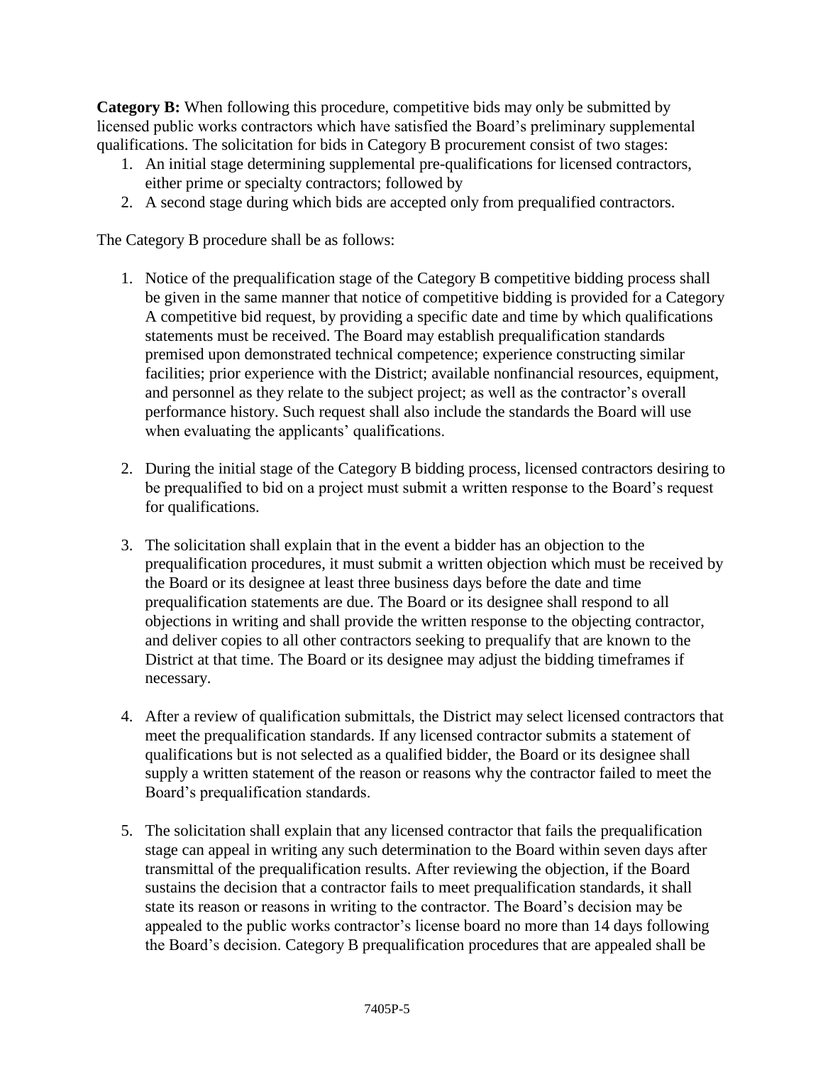**Category B:** When following this procedure, competitive bids may only be submitted by licensed public works contractors which have satisfied the Board's preliminary supplemental qualifications. The solicitation for bids in Category B procurement consist of two stages:

1. An initial stage determining supplemental pre-qualifications for licensed contractors, either prime or specialty contractors; followed by
2. A second stage during which bids are accepted only from prequalified contractors.

The Category B procedure shall be as follows:

1. Notice of the prequalification stage of the Category B competitive bidding process shall be given in the same manner that notice of competitive bidding is provided for a Category A competitive bid request, by providing a specific date and time by which qualifications statements must be received. The Board may establish prequalification standards premised upon demonstrated technical competence; experience constructing similar facilities; prior experience with the District; available nonfinancial resources, equipment, and personnel as they relate to the subject project; as well as the contractor's overall performance history. Such request shall also include the standards the Board will use when evaluating the applicants' qualifications.

2. During the initial stage of the Category B bidding process, licensed contractors desiring to be prequalified to bid on a project must submit a written response to the Board's request for qualifications.

3. The solicitation shall explain that in the event a bidder has an objection to the prequalification procedures, it must submit a written objection which must be received by the Board or its designee at least three business days before the date and time prequalification statements are due. The Board or its designee shall respond to all objections in writing and shall provide the written response to the objecting contractor, and deliver copies to all other contractors seeking to prequalify that are known to the District at that time. The Board or its designee may adjust the bidding timeframes if necessary.

4. After a review of qualification submittals, the District may select licensed contractors that meet the prequalification standards. If any licensed contractor submits a statement of qualifications but is not selected as a qualified bidder, the Board or its designee shall supply a written statement of the reason or reasons why the contractor failed to meet the Board's prequalification standards.

5. The solicitation shall explain that any licensed contractor that fails the prequalification stage can appeal in writing any such determination to the Board within seven days after transmittal of the prequalification results. After reviewing the objection, if the Board sustains the decision that a contractor fails to meet prequalification standards, it shall state its reason or reasons in writing to the contractor. The Board's decision may be appealed to the public works contractor's license board no more than 14 days following the Board's decision. Category B prequalification procedures that are appealed shall be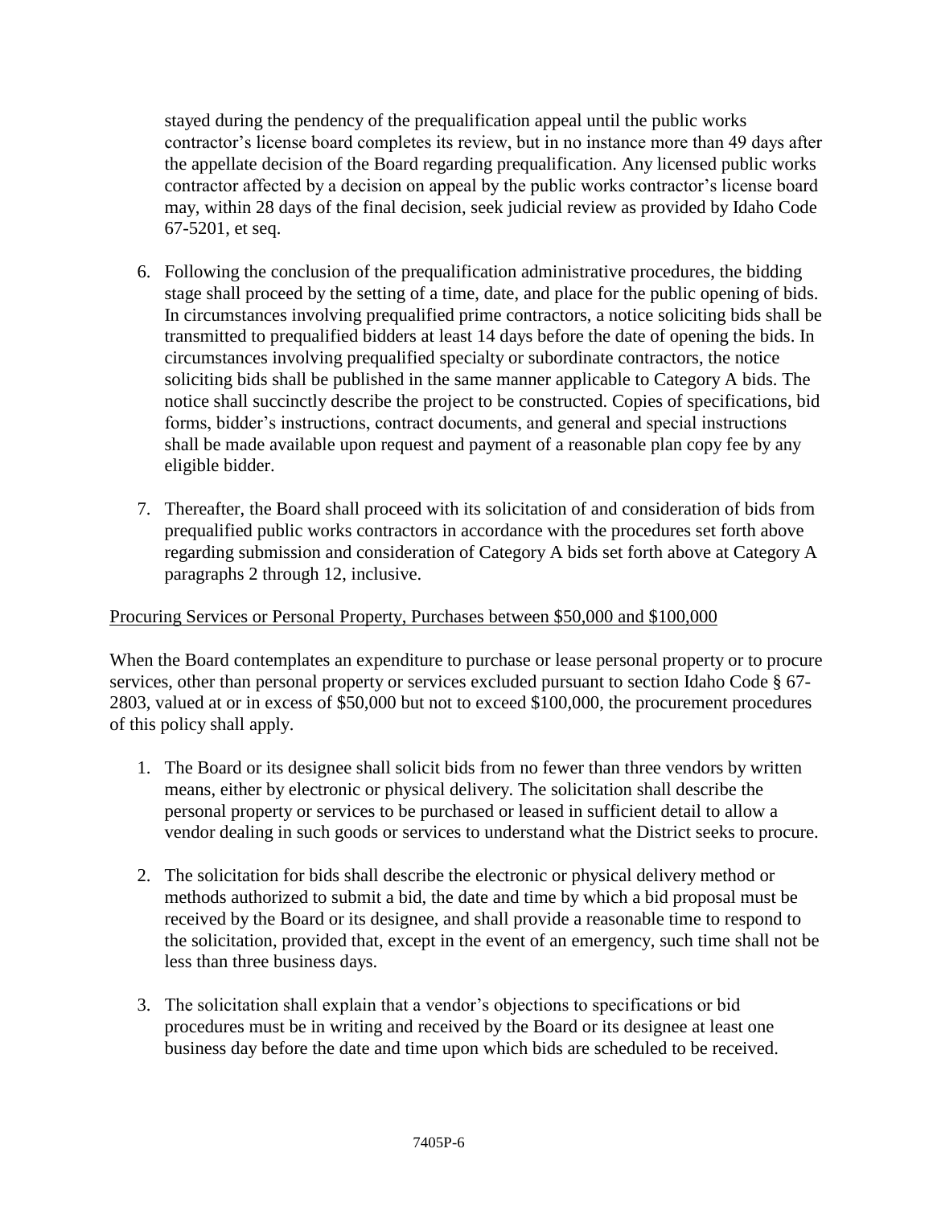stayed during the pendency of the prequalification appeal until the public works contractor's license board completes its review, but in no instance more than 49 days after the appellate decision of the Board regarding prequalification. Any licensed public works contractor affected by a decision on appeal by the public works contractor's license board may, within 28 days of the final decision, seek judicial review as provided by Idaho Code 67-5201, et seq.

6. Following the conclusion of the prequalification administrative procedures, the bidding stage shall proceed by the setting of a time, date, and place for the public opening of bids. In circumstances involving prequalified prime contractors, a notice soliciting bids shall be transmitted to prequalified bidders at least 14 days before the date of opening the bids. In circumstances involving prequalified specialty or subordinate contractors, the notice soliciting bids shall be published in the same manner applicable to Category A bids. The notice shall succinctly describe the project to be constructed. Copies of specifications, bid forms, bidder's instructions, contract documents, and general and special instructions shall be made available upon request and payment of a reasonable plan copy fee by any eligible bidder.

7. Thereafter, the Board shall proceed with its solicitation of and consideration of bids from prequalified public works contractors in accordance with the procedures set forth above regarding submission and consideration of Category A bids set forth above at Category A paragraphs 2 through 12, inclusive.

Procuring Services or Personal Property, Purchases between $50,000 and $100,000

When the Board contemplates an expenditure to purchase or lease personal property or to procure services, other than personal property or services excluded pursuant to section Idaho Code § 67-2803, valued at or in excess of $50,000 but not to exceed $100,000, the procurement procedures of this policy shall apply.

1. The Board or its designee shall solicit bids from no fewer than three vendors by written means, either by electronic or physical delivery. The solicitation shall describe the personal property or services to be purchased or leased in sufficient detail to allow a vendor dealing in such goods or services to understand what the District seeks to procure.

2. The solicitation for bids shall describe the electronic or physical delivery method or methods authorized to submit a bid, the date and time by which a bid proposal must be received by the Board or its designee, and shall provide a reasonable time to respond to the solicitation, provided that, except in the event of an emergency, such time shall not be less than three business days.

3. The solicitation shall explain that a vendor's objections to specifications or bid procedures must be in writing and received by the Board or its designee at least one business day before the date and time upon which bids are scheduled to be received.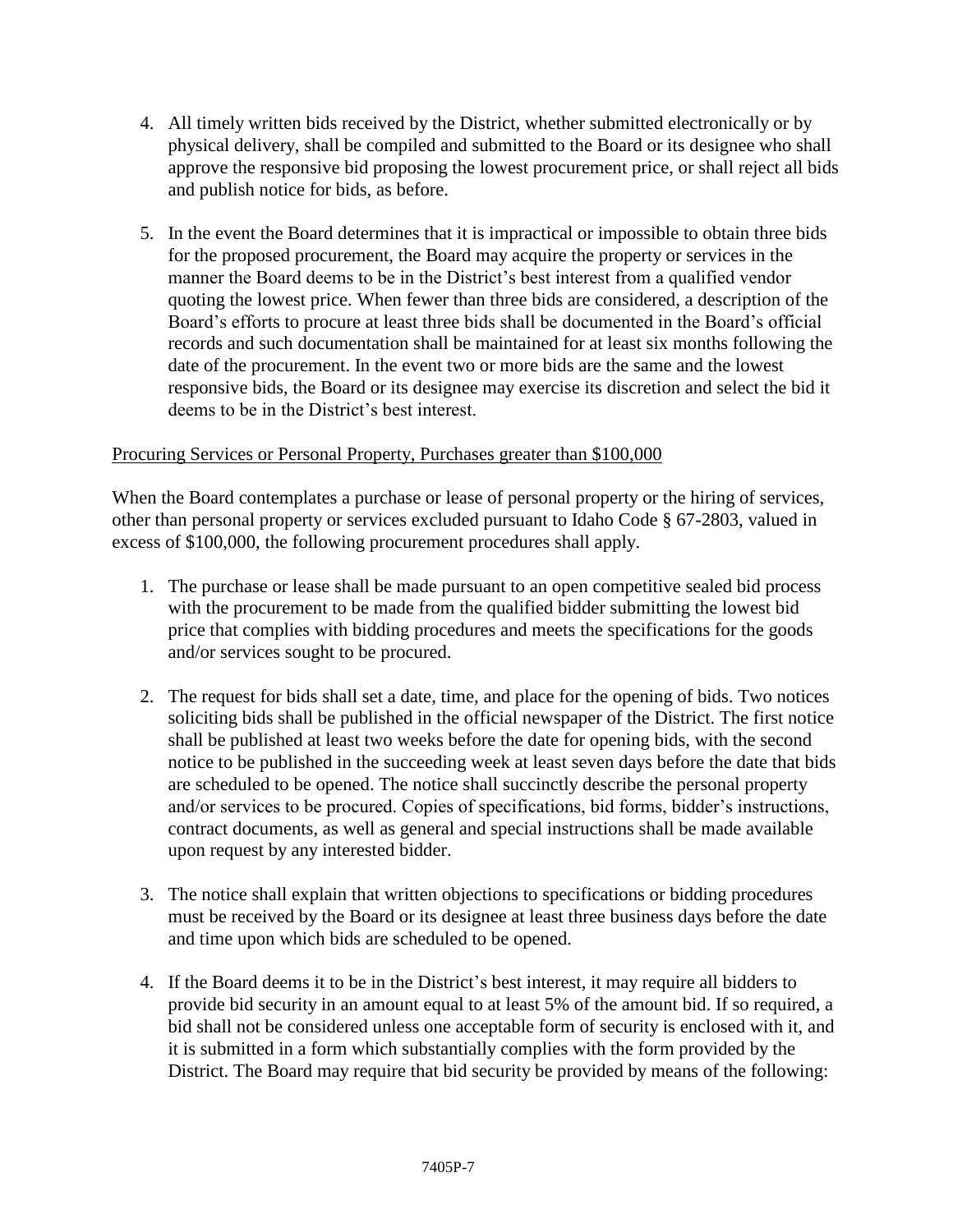4. All timely written bids received by the District, whether submitted electronically or by physical delivery, shall be compiled and submitted to the Board or its designee who shall approve the responsive bid proposing the lowest procurement price, or shall reject all bids and publish notice for bids, as before.

5. In the event the Board determines that it is impractical or impossible to obtain three bids for the proposed procurement, the Board may acquire the property or services in the manner the Board deems to be in the District's best interest from a qualified vendor quoting the lowest price. When fewer than three bids are considered, a description of the Board's efforts to procure at least three bids shall be documented in the Board's official records and such documentation shall be maintained for at least six months following the date of the procurement. In the event two or more bids are the same and the lowest responsive bids, the Board or its designee may exercise its discretion and select the bid it deems to be in the District's best interest.

Procuring Services or Personal Property, Purchases greater than $100,000

When the Board contemplates a purchase or lease of personal property or the hiring of services, other than personal property or services excluded pursuant to Idaho Code § 67-2803, valued in excess of $100,000, the following procurement procedures shall apply.

1. The purchase or lease shall be made pursuant to an open competitive sealed bid process with the procurement to be made from the qualified bidder submitting the lowest bid price that complies with bidding procedures and meets the specifications for the goods and/or services sought to be procured.

2. The request for bids shall set a date, time, and place for the opening of bids. Two notices soliciting bids shall be published in the official newspaper of the District. The first notice shall be published at least two weeks before the date for opening bids, with the second notice to be published in the succeeding week at least seven days before the date that bids are scheduled to be opened. The notice shall succinctly describe the personal property and/or services to be procured. Copies of specifications, bid forms, bidder's instructions, contract documents, as well as general and special instructions shall be made available upon request by any interested bidder.

3. The notice shall explain that written objections to specifications or bidding procedures must be received by the Board or its designee at least three business days before the date and time upon which bids are scheduled to be opened.

4. If the Board deems it to be in the District's best interest, it may require all bidders to provide bid security in an amount equal to at least 5% of the amount bid. If so required, a bid shall not be considered unless one acceptable form of security is enclosed with it, and it is submitted in a form which substantially complies with the form provided by the District. The Board may require that bid security be provided by means of the following: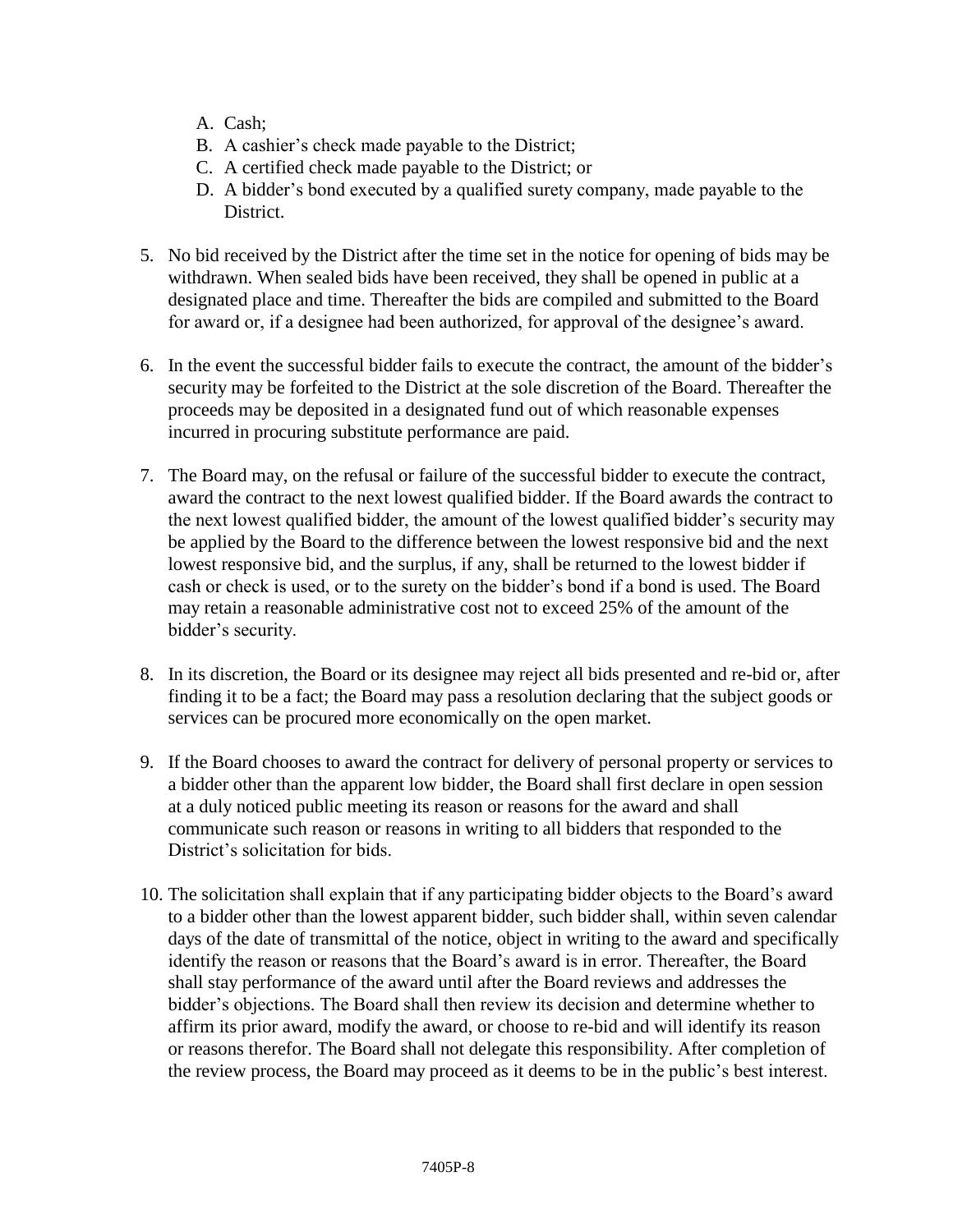A. Cash;
   B. A cashier's check made payable to the District;
   C. A certified check made payable to the District; or
   D. A bidder's bond executed by a qualified surety company, made payable to the District.

5. No bid received by the District after the time set in the notice for opening of bids may be withdrawn. When sealed bids have been received, they shall be opened in public at a designated place and time. Thereafter the bids are compiled and submitted to the Board for award or, if a designee had been authorized, for approval of the designee's award.

6. In the event the successful bidder fails to execute the contract, the amount of the bidder's security may be forfeited to the District at the sole discretion of the Board. Thereafter the proceeds may be deposited in a designated fund out of which reasonable expenses incurred in procuring substitute performance are paid.

7. The Board may, on the refusal or failure of the successful bidder to execute the contract, award the contract to the next lowest qualified bidder. If the Board awards the contract to the next lowest qualified bidder, the amount of the lowest qualified bidder's security may be applied by the Board to the difference between the lowest responsive bid and the next lowest responsive bid, and the surplus, if any, shall be returned to the lowest bidder if cash or check is used, or to the surety on the bidder's bond if a bond is used. The Board may retain a reasonable administrative cost not to exceed 25% of the amount of the bidder's security.

8. In its discretion, the Board or its designee may reject all bids presented and re-bid or, after finding it to be a fact; the Board may pass a resolution declaring that the subject goods or services can be procured more economically on the open market.

9. If the Board chooses to award the contract for delivery of personal property or services to a bidder other than the apparent low bidder, the Board shall first declare in open session at a duly noticed public meeting its reason or reasons for the award and shall communicate such reason or reasons in writing to all bidders that responded to the District's solicitation for bids.

10. The solicitation shall explain that if any participating bidder objects to the Board's award to a bidder other than the lowest apparent bidder, such bidder shall, within seven calendar days of the date of transmittal of the notice, object in writing to the award and specifically identify the reason or reasons that the Board's award is in error. Thereafter, the Board shall stay performance of the award until after the Board reviews and addresses the bidder's objections. The Board shall then review its decision and determine whether to affirm its prior award, modify the award, or choose to re-bid and will identify its reason or reasons therefor. The Board shall not delegate this responsibility. After completion of the review process, the Board may proceed as it deems to be in the public's best interest.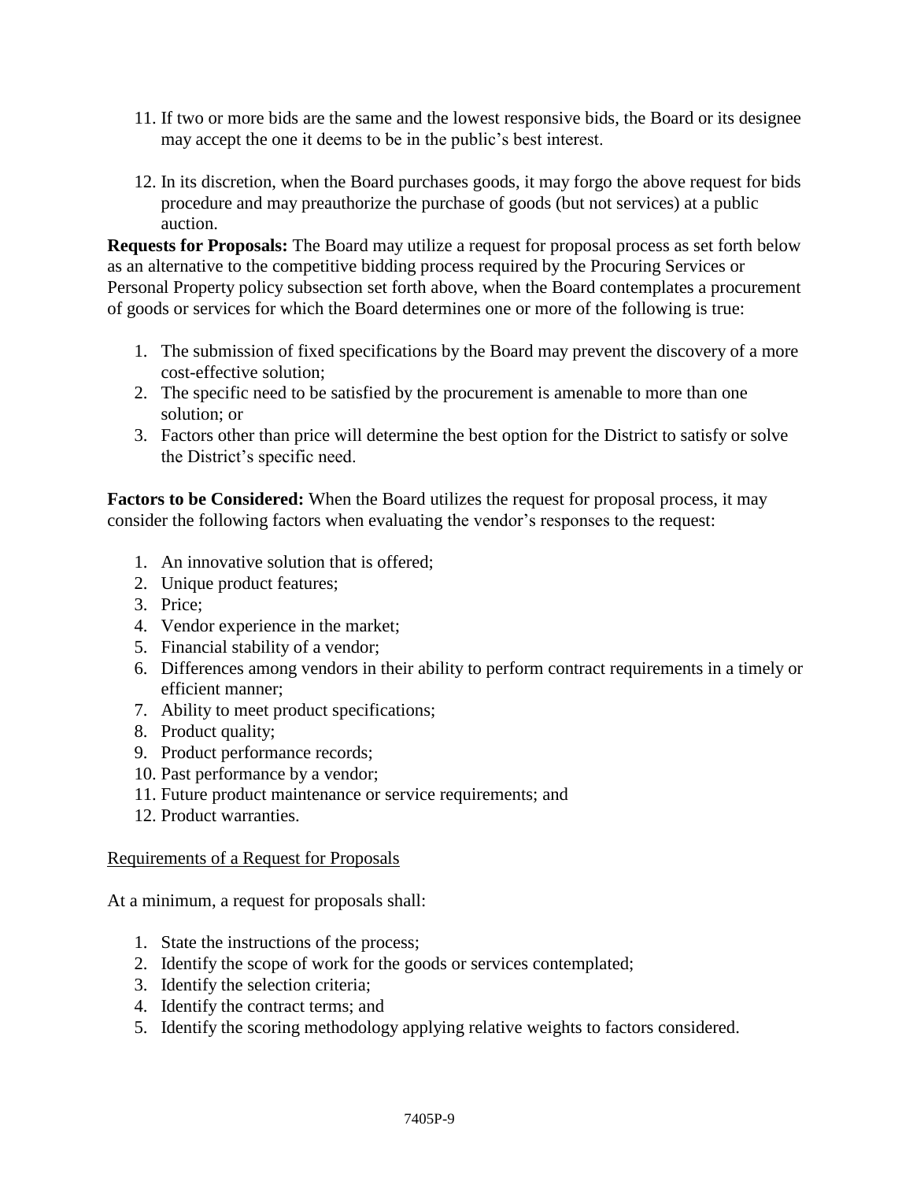11. If two or more bids are the same and the lowest responsive bids, the Board or its designee may accept the one it deems to be in the public's best interest.

12. In its discretion, when the Board purchases goods, it may forgo the above request for bids procedure and may preauthorize the purchase of goods (but not services) at a public auction.

**Requests for Proposals:** The Board may utilize a request for proposal process as set forth below as an alternative to the competitive bidding process required by the Procuring Services or Personal Property policy subsection set forth above, when the Board contemplates a procurement of goods or services for which the Board determines one or more of the following is true:

1. The submission of fixed specifications by the Board may prevent the discovery of a more cost-effective solution;
2. The specific need to be satisfied by the procurement is amenable to more than one solution; or
3. Factors other than price will determine the best option for the District to satisfy or solve the District's specific need.

**Factors to be Considered:** When the Board utilizes the request for proposal process, it may consider the following factors when evaluating the vendor's responses to the request:

1. An innovative solution that is offered;
2. Unique product features;
3. Price;
4. Vendor experience in the market;
5. Financial stability of a vendor;
6. Differences among vendors in their ability to perform contract requirements in a timely or efficient manner;
7. Ability to meet product specifications;
8. Product quality;
9. Product performance records;
10. Past performance by a vendor;
11. Future product maintenance or service requirements; and
12. Product warranties.

<u>Requirements of a Request for Proposals</u>

At a minimum, a request for proposals shall:

1. State the instructions of the process;
2. Identify the scope of work for the goods or services contemplated;
3. Identify the selection criteria;
4. Identify the contract terms; and
5. Identify the scoring methodology applying relative weights to factors considered.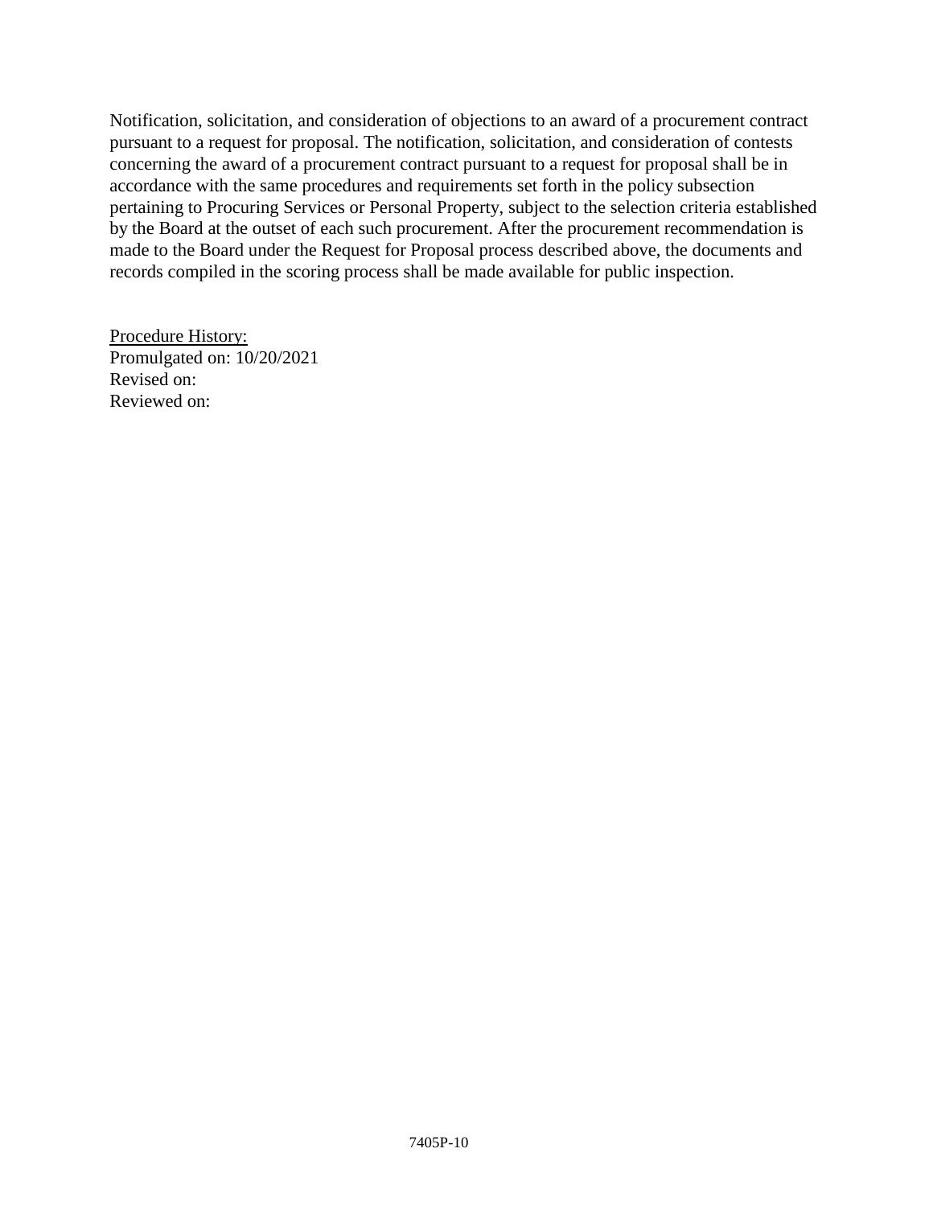Notification, solicitation, and consideration of objections to an award of a procurement contract pursuant to a request for proposal. The notification, solicitation, and consideration of contests concerning the award of a procurement contract pursuant to a request for proposal shall be in accordance with the same procedures and requirements set forth in the policy subsection pertaining to Procuring Services or Personal Property, subject to the selection criteria established by the Board at the outset of each such procurement. After the procurement recommendation is made to the Board under the Request for Proposal process described above, the documents and records compiled in the scoring process shall be made available for public inspection.

<u>Procedure History:</u>
Promulgated on: 10/20/2021
Revised on:
Reviewed on: